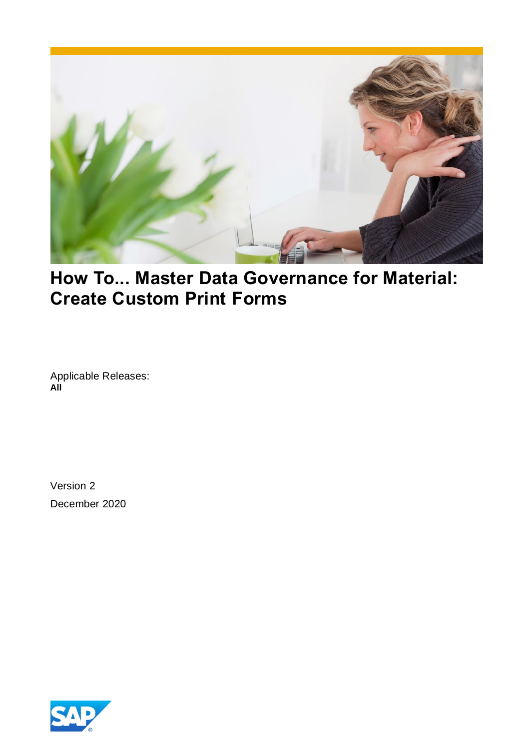# How To... Master Data Governance for Material: Create Custom Print Forms

Applicable Releases:
**All**

Version 2
December 2020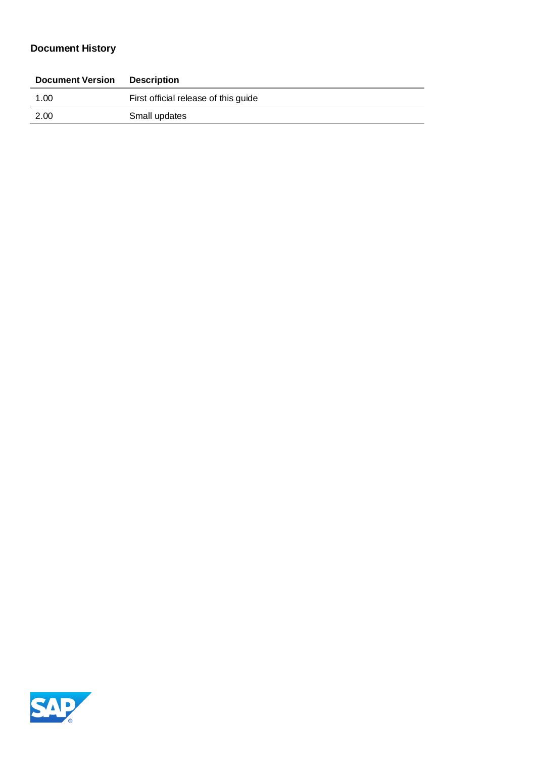## Document History

| Document Version | Description |
|---|---|
| 1.00 | First official release of this guide |
| 2.00 | Small updates |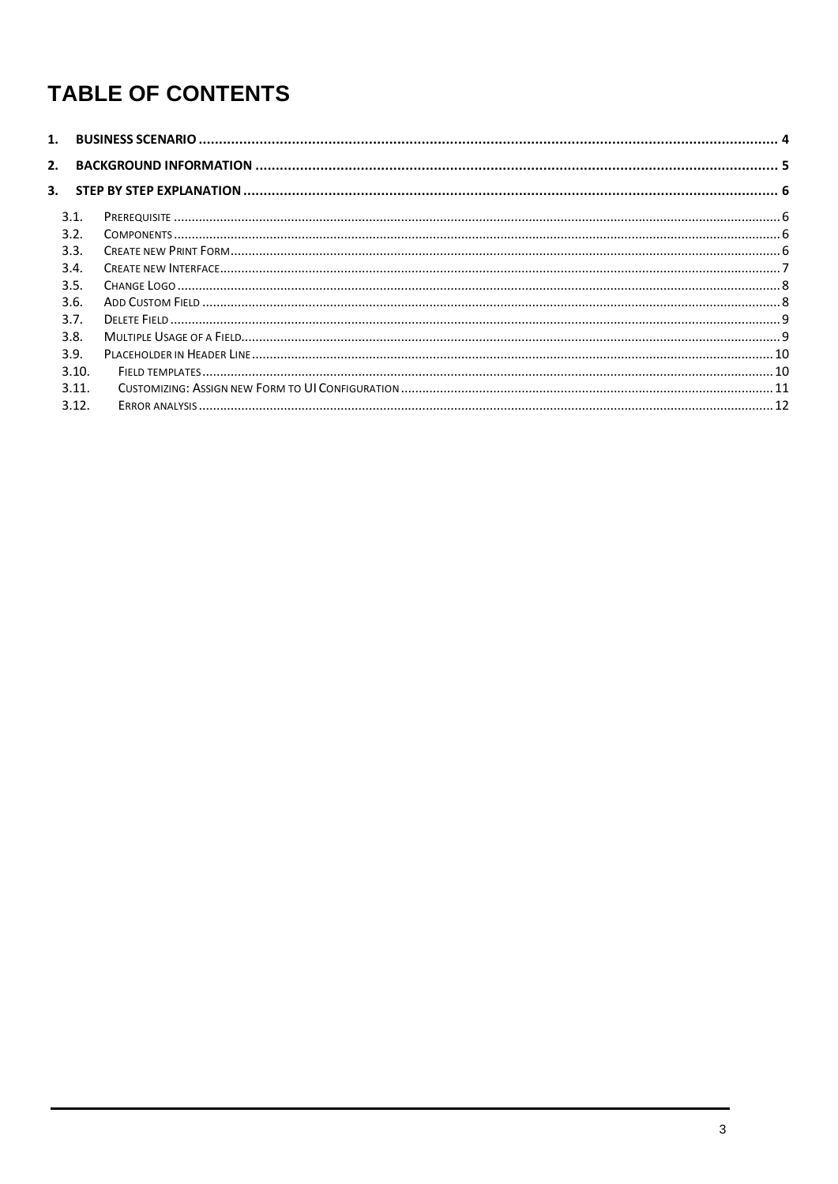# TABLE OF CONTENTS

1. **BUSINESS SCENARIO** .......... 4
2. **BACKGROUND INFORMATION** .......... 5
3. **STEP BY STEP EXPLANATION** .......... 6
   - 3.1. PREREQUISITE .......... 6
   - 3.2. COMPONENTS .......... 6
   - 3.3. CREATE NEW PRINT FORM .......... 6
   - 3.4. CREATE NEW INTERFACE .......... 7
   - 3.5. CHANGE LOGO .......... 8
   - 3.6. ADD CUSTOM FIELD .......... 8
   - 3.7. DELETE FIELD .......... 9
   - 3.8. MULTIPLE USAGE OF A FIELD .......... 9
   - 3.9. PLACEHOLDER IN HEADER LINE .......... 10
   - 3.10. FIELD TEMPLATES .......... 10
   - 3.11. CUSTOMIZING: ASSIGN NEW FORM TO UI CONFIGURATION .......... 11
   - 3.12. ERROR ANALYSIS .......... 12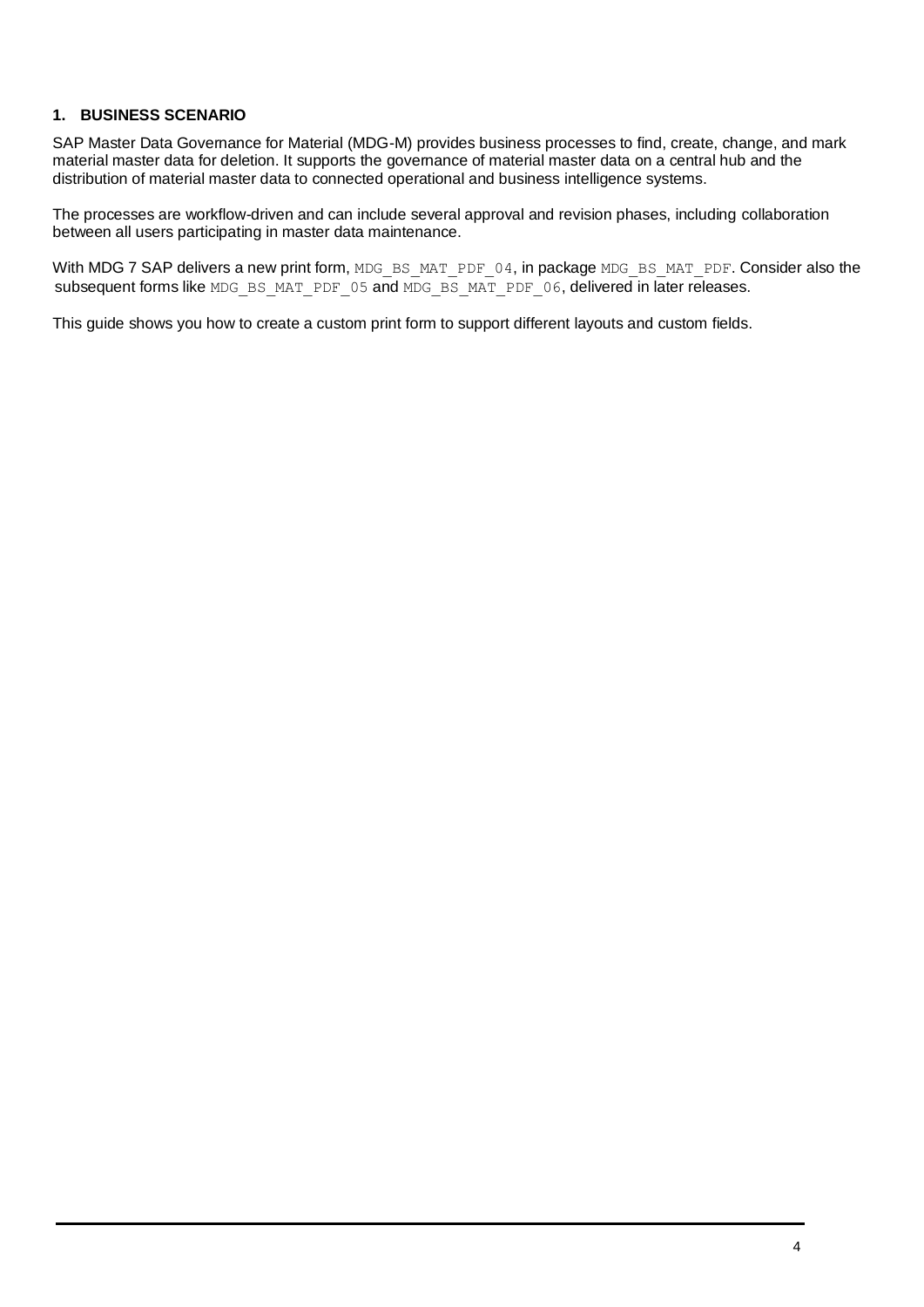## 1. BUSINESS SCENARIO

SAP Master Data Governance for Material (MDG-M) provides business processes to find, create, change, and mark material master data for deletion. It supports the governance of material master data on a central hub and the distribution of material master data to connected operational and business intelligence systems.

The processes are workflow-driven and can include several approval and revision phases, including collaboration between all users participating in master data maintenance.

With MDG 7 SAP delivers a new print form, `MDG_BS_MAT_PDF_04`, in package `MDG_BS_MAT_PDF`. Consider also the subsequent forms like `MDG_BS_MAT_PDF_05` and `MDG_BS_MAT_PDF_06`, delivered in later releases.

This guide shows you how to create a custom print form to support different layouts and custom fields.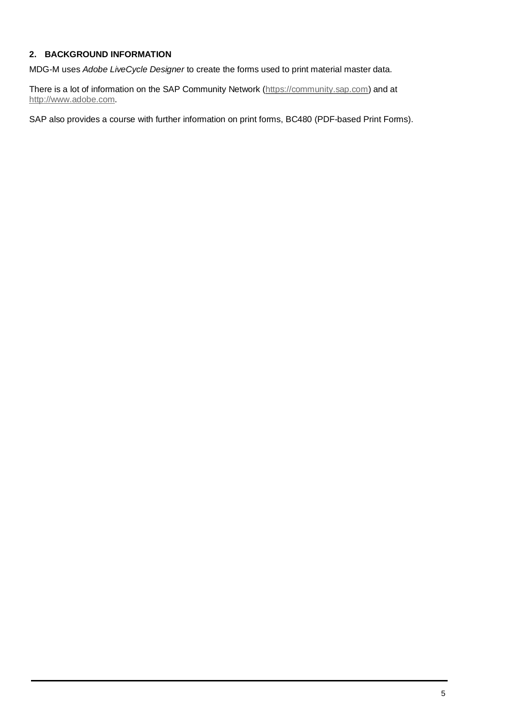## 2. BACKGROUND INFORMATION

MDG-M uses *Adobe LiveCycle Designer* to create the forms used to print material master data.

There is a lot of information on the SAP Community Network (https://community.sap.com) and at http://www.adobe.com.

SAP also provides a course with further information on print forms, BC480 (PDF-based Print Forms).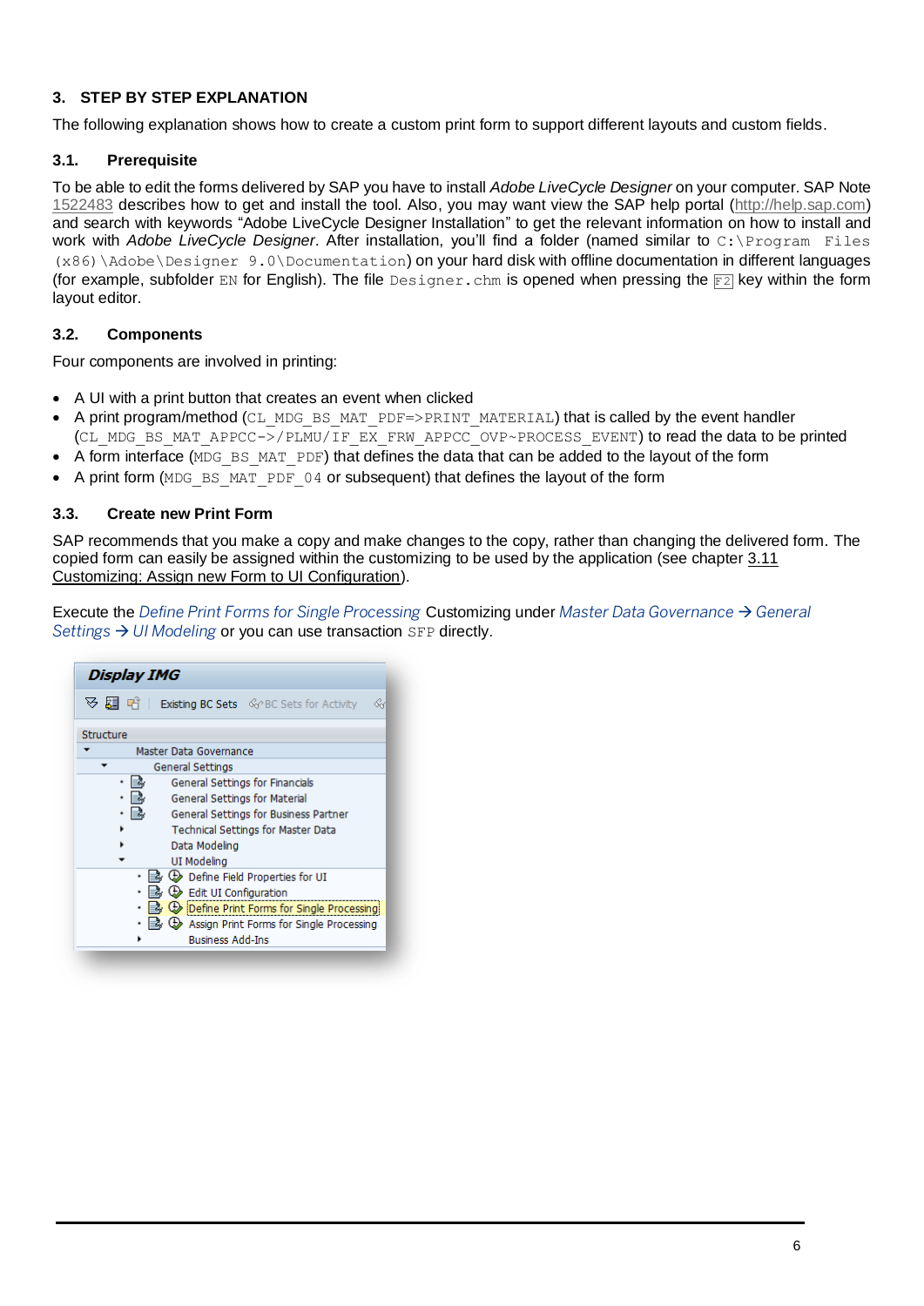## 3. STEP BY STEP EXPLANATION

The following explanation shows how to create a custom print form to support different layouts and custom fields.

### 3.1. Prerequisite

To be able to edit the forms delivered by SAP you have to install *Adobe LiveCycle Designer* on your computer. SAP Note 1522483 describes how to get and install the tool. Also, you may want view the SAP help portal (http://help.sap.com) and search with keywords "Adobe LiveCycle Designer Installation" to get the relevant information on how to install and work with *Adobe LiveCycle Designer*. After installation, you'll find a folder (named similar to `C:\Program Files (x86)\Adobe\Designer 9.0\Documentation`) on your hard disk with offline documentation in different languages (for example, subfolder `EN` for English). The file `Designer.chm` is opened when pressing the `F2` key within the form layout editor.

### 3.2. Components

Four components are involved in printing:

- A UI with a print button that creates an event when clicked
- A print program/method (`CL_MDG_BS_MAT_PDF=>PRINT_MATERIAL`) that is called by the event handler (`CL_MDG_BS_MAT_APPCC->/PLMU/IF_EX_FRW_APPCC_OVP~PROCESS_EVENT`) to read the data to be printed
- A form interface (`MDG_BS_MAT_PDF`) that defines the data that can be added to the layout of the form
- A print form (`MDG_BS_MAT_PDF_04` or subsequent) that defines the layout of the form

### 3.3. Create new Print Form

SAP recommends that you make a copy and make changes to the copy, rather than changing the delivered form. The copied form can easily be assigned within the customizing to be used by the application (see chapter 3.11 Customizing: Assign new Form to UI Configuration).

Execute the *Define Print Forms for Single Processing* Customizing under *Master Data Governance → General Settings → UI Modeling* or you can use transaction `SFP` directly.

**Display IMG**

Existing BC Sets | BC Sets for Activity

Structure
- Master Data Governance
  - General Settings
    - General Settings for Financials
    - General Settings for Material
    - General Settings for Business Partner
    - Technical Settings for Master Data
    - Data Modeling
    - UI Modeling
      - Define Field Properties for UI
      - Edit UI Configuration
      - Define Print Forms for Single Processing
      - Assign Print Forms for Single Processing
      - Business Add-Ins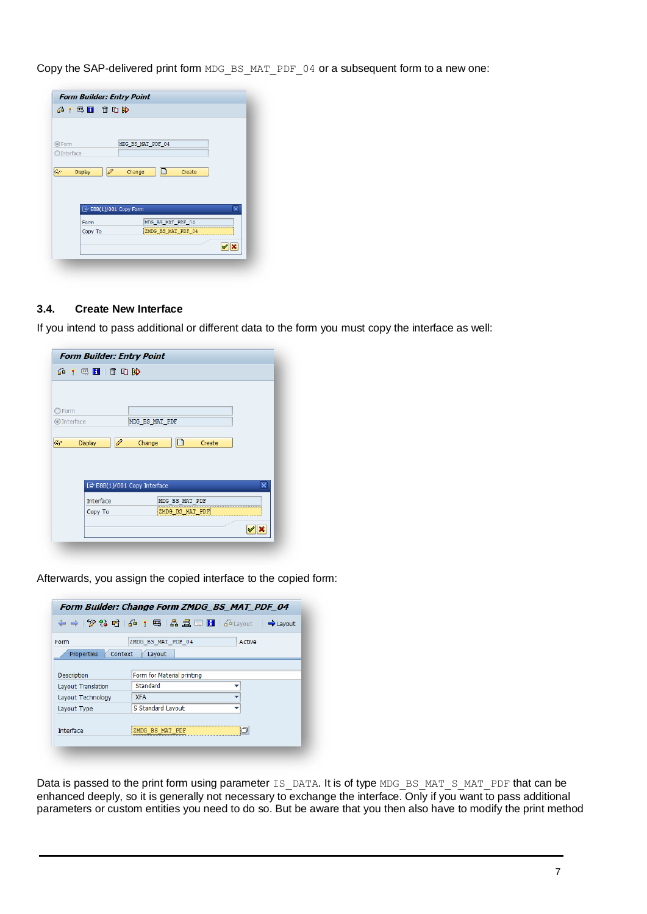Copy the SAP-delivered print form `MDG_BS_MAT_PDF_04` or a subsequent form to a new one:

## 3.4. Create New Interface

If you intend to pass additional or different data to the form you must copy the interface as well:

Afterwards, you assign the copied interface to the copied form:

Data is passed to the print form using parameter `IS_DATA`. It is of type `MDG_BS_MAT_S_MAT_PDF` that can be enhanced deeply, so it is generally not necessary to exchange the interface. Only if you want to pass additional parameters or custom entities you need to do so. But be aware that you then also have to modify the print method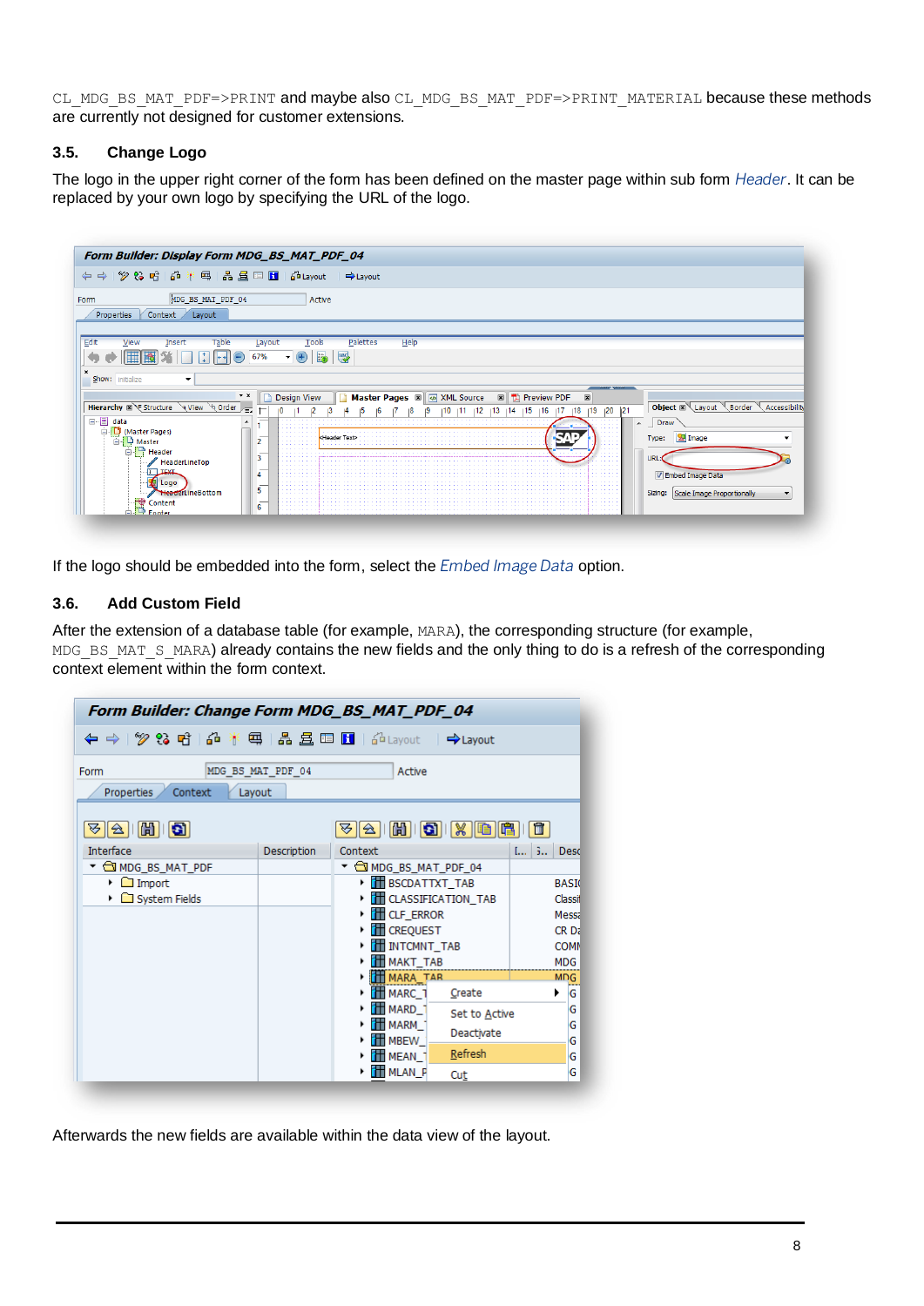`CL_MDG_BS_MAT_PDF=>PRINT` and maybe also `CL_MDG_BS_MAT_PDF=>PRINT_MATERIAL` because these methods are currently not designed for customer extensions.

### 3.5. Change Logo

The logo in the upper right corner of the form has been defined on the master page within sub form *Header*. It can be replaced by your own logo by specifying the URL of the logo.

If the logo should be embedded into the form, select the *Embed Image Data* option.

### 3.6. Add Custom Field

After the extension of a database table (for example, `MARA`), the corresponding structure (for example, `MDG_BS_MAT_S_MARA`) already contains the new fields and the only thing to do is a refresh of the corresponding context element within the form context.

Afterwards the new fields are available within the data view of the layout.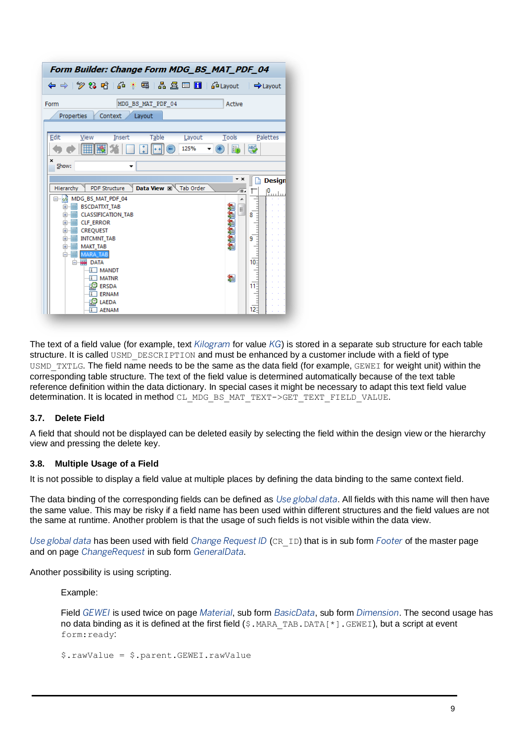The text of a field value (for example, text *Kilogram* for value *KG*) is stored in a separate sub structure for each table structure. It is called `USMD_DESCRIPTION` and must be enhanced by a customer include with a field of type `USMD_TXTLG`. The field name needs to be the same as the data field (for example, `GEWEI` for weight unit) within the corresponding table structure. The text of the field value is determined automatically because of the text table reference definition within the data dictionary. In special cases it might be necessary to adapt this text field value determination. It is located in method `CL_MDG_BS_MAT_TEXT->GET_TEXT_FIELD_VALUE`.

### 3.7. Delete Field

A field that should not be displayed can be deleted easily by selecting the field within the design view or the hierarchy view and pressing the delete key.

### 3.8. Multiple Usage of a Field

It is not possible to display a field value at multiple places by defining the data binding to the same context field.

The data binding of the corresponding fields can be defined as *Use global data*. All fields with this name will then have the same value. This may be risky if a field name has been used within different structures and the field values are not the same at runtime. Another problem is that the usage of such fields is not visible within the data view.

*Use global data* has been used with field *Change Request ID* (`CR_ID`) that is in sub form *Footer* of the master page and on page *ChangeRequest* in sub form *GeneralData*.

Another possibility is using scripting.

> Example:
>
> Field *GEWEI* is used twice on page *Material*, sub form *BasicData*, sub form *Dimension*. The second usage has no data binding as it is defined at the first field (`$.MARA_TAB.DATA[*].GEWEI`), but a script at event `form:ready`:
>
> ```
> $.rawValue = $.parent.GEWEI.rawValue
> ```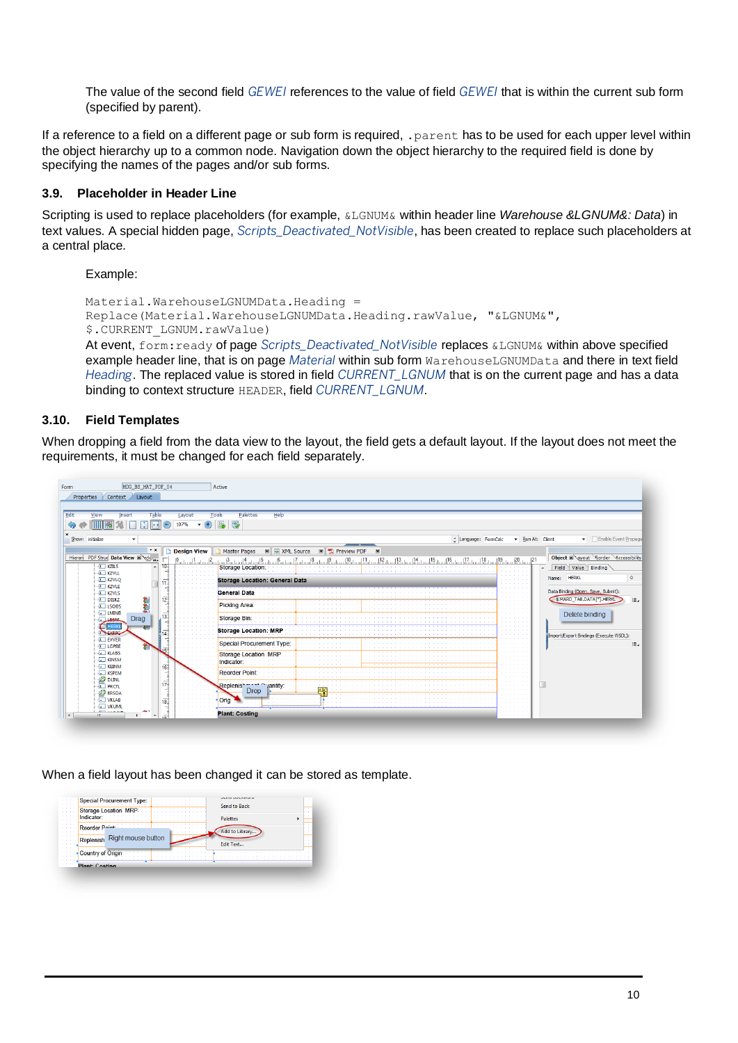The value of the second field *GEWEI* references to the value of field *GEWEI* that is within the current sub form (specified by parent).

If a reference to a field on a different page or sub form is required, `.parent` has to be used for each upper level within the object hierarchy up to a common node. Navigation down the object hierarchy to the required field is done by specifying the names of the pages and/or sub forms.

### 3.9. Placeholder in Header Line

Scripting is used to replace placeholders (for example, `&LGNUM&` within header line *Warehouse &LGNUM&: Data*) in text values. A special hidden page, *Scripts_Deactivated_NotVisible*, has been created to replace such placeholders at a central place.

Example:

```
Material.WarehouseLGNUMData.Heading =
Replace(Material.WarehouseLGNUMData.Heading.rawValue, "&LGNUM&",
$.CURRENT_LGNUM.rawValue)
```

At event, `form:ready` of page *Scripts_Deactivated_NotVisible* replaces `&LGNUM&` within above specified example header line, that is on page *Material* within sub form `WarehouseLGNUMData` and there in text field *Heading*. The replaced value is stored in field *CURRENT_LGNUM* that is on the current page and has a data binding to context structure `HEADER`, field *CURRENT_LGNUM*.

### 3.10. Field Templates

When dropping a field from the data view to the layout, the field gets a default layout. If the layout does not meet the requirements, it must be changed for each field separately.

When a field layout has been changed it can be stored as template.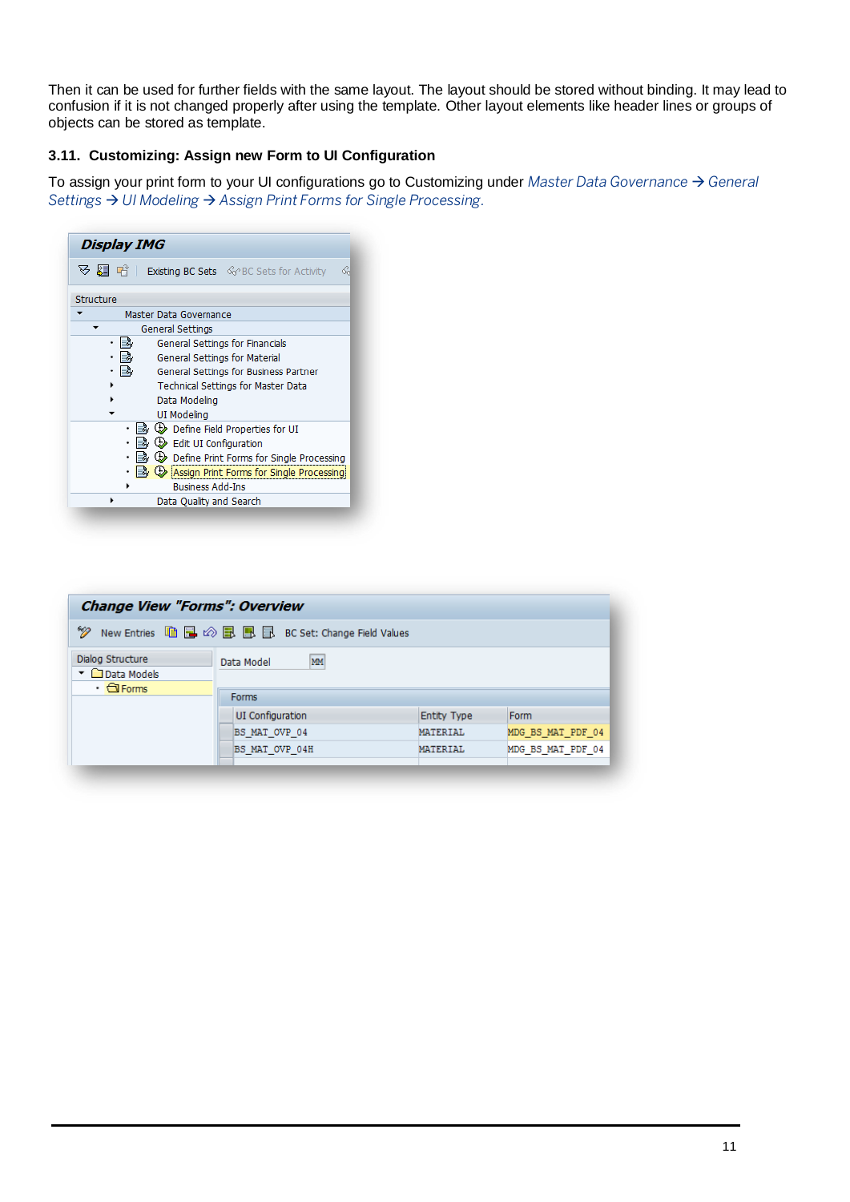Then it can be used for further fields with the same layout. The layout should be stored without binding. It may lead to confusion if it is not changed properly after using the template. Other layout elements like header lines or groups of objects can be stored as template.

### 3.11. Customizing: Assign new Form to UI Configuration

To assign your print form to your UI configurations go to Customizing under *Master Data Governance → General Settings → UI Modeling → Assign Print Forms for Single Processing.*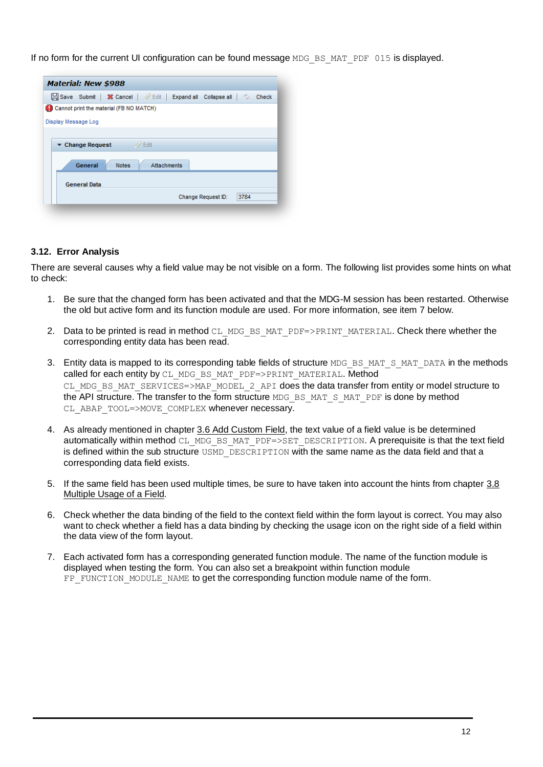If no form for the current UI configuration can be found message `MDG_BS_MAT_PDF 015` is displayed.

### 3.12. Error Analysis

There are several causes why a field value may be not visible on a form. The following list provides some hints on what to check:

1. Be sure that the changed form has been activated and that the MDG-M session has been restarted. Otherwise the old but active form and its function module are used. For more information, see item 7 below.

2. Data to be printed is read in method `CL_MDG_BS_MAT_PDF=>PRINT_MATERIAL`. Check there whether the corresponding entity data has been read.

3. Entity data is mapped to its corresponding table fields of structure `MDG_BS_MAT_S_MAT_DATA` in the methods called for each entity by `CL_MDG_BS_MAT_PDF=>PRINT_MATERIAL`. Method `CL_MDG_BS_MAT_SERVICES=>MAP_MODEL_2_API` does the data transfer from entity or model structure to the API structure. The transfer to the form structure `MDG_BS_MAT_S_MAT_PDF` is done by method `CL_ABAP_TOOL=>MOVE_COMPLEX` whenever necessary.

4. As already mentioned in chapter 3.6 Add Custom Field, the text value of a field value is be determined automatically within method `CL_MDG_BS_MAT_PDF=>SET_DESCRIPTION`. A prerequisite is that the text field is defined within the sub structure `USMD_DESCRIPTION` with the same name as the data field and that a corresponding data field exists.

5. If the same field has been used multiple times, be sure to have taken into account the hints from chapter 3.8 Multiple Usage of a Field.

6. Check whether the data binding of the field to the context field within the form layout is correct. You may also want to check whether a field has a data binding by checking the usage icon on the right side of a field within the data view of the form layout.

7. Each activated form has a corresponding generated function module. The name of the function module is displayed when testing the form. You can also set a breakpoint within function module `FP_FUNCTION_MODULE_NAME` to get the corresponding function module name of the form.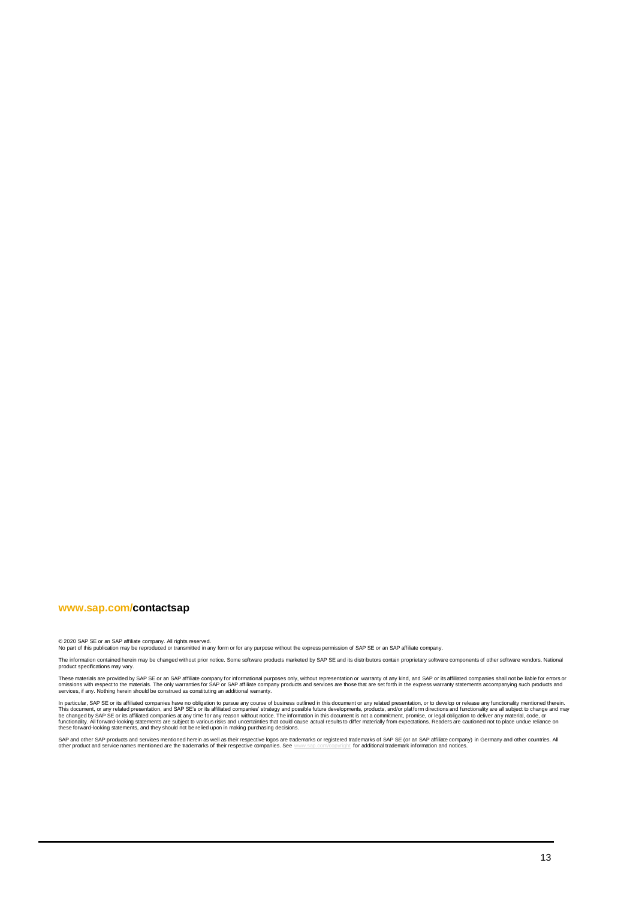**www.sap.com/contactsap**

© 2020 SAP SE or an SAP affiliate company. All rights reserved.
No part of this publication may be reproduced or transmitted in any form or for any purpose without the express permission of SAP SE or an SAP affiliate company.

The information contained herein may be changed without prior notice. Some software products marketed by SAP SE and its distributors contain proprietary software components of other software vendors. National product specifications may vary.

These materials are provided by SAP SE or an SAP affiliate company for informational purposes only, without representation or warranty of any kind, and SAP or its affiliated companies shall not be liable for errors or omissions with respect to the materials. The only warranties for SAP or SAP affiliate company products and services are those that are set forth in the express warranty statements accompanying such products and services, if any. Nothing herein should be construed as constituting an additional warranty.

In particular, SAP SE or its affiliated companies have no obligation to pursue any course of business outlined in this document or any related presentation, or to develop or release any functionality mentioned therein. This document, or any related presentation, and SAP SE's or its affiliated companies' strategy and possible future developments, products, and/or platform directions and functionality are all subject to change and may be changed by SAP SE or its affiliated companies at any time for any reason without notice. The information in this document is not a commitment, promise, or legal obligation to deliver any material, code, or functionality. All forward-looking statements are subject to various risks and uncertainties that could cause actual results to differ materially from expectations. Readers are cautioned not to place undue reliance on these forward-looking statements, and they should not be relied upon in making purchasing decisions.

SAP and other SAP products and services mentioned herein as well as their respective logos are trademarks or registered trademarks of SAP SE (or an SAP affiliate company) in Germany and other countries. All other product and service names mentioned are the trademarks of their respective companies. See www.sap.com/copyright for additional trademark information and notices.